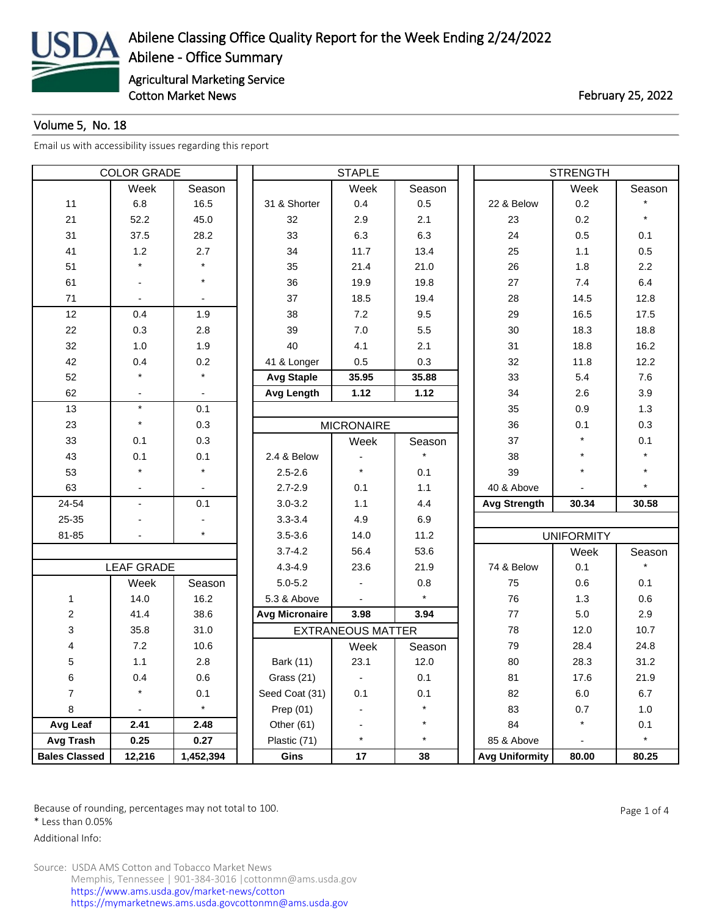# Abilene Classing Office Quality Report for the Week Ending 2/24/2022

## Abilene - Office Summary

Agricultural Marketing Service
Cotton Market News

February 25, 2022

Volume 5, No. 18

Email us with accessibility issues regarding this report

| COLOR GRADE | | |
|---|---|---|
| | Week | Season |
| 11 | 6.8 | 16.5 |
| 21 | 52.2 | 45.0 |
| 31 | 37.5 | 28.2 |
| 41 | 1.2 | 2.7 |
| 51 | * | * |
| 61 | - | * |
| 71 | - | - |
| 12 | 0.4 | 1.9 |
| 22 | 0.3 | 2.8 |
| 32 | 1.0 | 1.9 |
| 42 | 0.4 | 0.2 |
| 52 | * | * |
| 62 | - | - |
| 13 | * | 0.1 |
| 23 | * | 0.3 |
| 33 | 0.1 | 0.3 |
| 43 | 0.1 | 0.1 |
| 53 | * | * |
| 63 | - | - |
| 24-54 | - | 0.1 |
| 25-35 | - | - |
| 81-85 | - | * |

| LEAF GRADE | | |
|---|---|---|
| | Week | Season |
| 1 | 14.0 | 16.2 |
| 2 | 41.4 | 38.6 |
| 3 | 35.8 | 31.0 |
| 4 | 7.2 | 10.6 |
| 5 | 1.1 | 2.8 |
| 6 | 0.4 | 0.6 |
| 7 | * | 0.1 |
| 8 | - | * |
| **Avg Leaf** | **2.41** | **2.48** |
| **Avg Trash** | **0.25** | **0.27** |
| **Bales Classed** | **12,216** | **1,452,394** |

| STAPLE | | |
|---|---|---|
| | Week | Season |
| 31 & Shorter | 0.4 | 0.5 |
| 32 | 2.9 | 2.1 |
| 33 | 6.3 | 6.3 |
| 34 | 11.7 | 13.4 |
| 35 | 21.4 | 21.0 |
| 36 | 19.9 | 19.8 |
| 37 | 18.5 | 19.4 |
| 38 | 7.2 | 9.5 |
| 39 | 7.0 | 5.5 |
| 40 | 4.1 | 2.1 |
| 41 & Longer | 0.5 | 0.3 |
| **Avg Staple** | **35.95** | **35.88** |
| **Avg Length** | **1.12** | **1.12** |

| MICRONAIRE | | |
|---|---|---|
| | Week | Season |
| 2.4 & Below | - | * |
| 2.5-2.6 | * | 0.1 |
| 2.7-2.9 | 0.1 | 1.1 |
| 3.0-3.2 | 1.1 | 4.4 |
| 3.3-3.4 | 4.9 | 6.9 |
| 3.5-3.6 | 14.0 | 11.2 |
| 3.7-4.2 | 56.4 | 53.6 |
| 4.3-4.9 | 23.6 | 21.9 |
| 5.0-5.2 | - | 0.8 |
| 5.3 & Above | - | * |
| **Avg Micronaire** | **3.98** | **3.94** |

| EXTRANEOUS MATTER | | |
|---|---|---|
| | Week | Season |
| Bark (11) | 23.1 | 12.0 |
| Grass (21) | - | 0.1 |
| Seed Coat (31) | 0.1 | 0.1 |
| Prep (01) | - | * |
| Other (61) | - | * |
| Plastic (71) | * | * |
| **Gins** | **17** | **38** |

| STRENGTH | | |
|---|---|---|
| | Week | Season |
| 22 & Below | 0.2 | * |
| 23 | 0.2 | * |
| 24 | 0.5 | 0.1 |
| 25 | 1.1 | 0.5 |
| 26 | 1.8 | 2.2 |
| 27 | 7.4 | 6.4 |
| 28 | 14.5 | 12.8 |
| 29 | 16.5 | 17.5 |
| 30 | 18.3 | 18.8 |
| 31 | 18.8 | 16.2 |
| 32 | 11.8 | 12.2 |
| 33 | 5.4 | 7.6 |
| 34 | 2.6 | 3.9 |
| 35 | 0.9 | 1.3 |
| 36 | 0.1 | 0.3 |
| 37 | * | 0.1 |
| 38 | * | * |
| 39 | * | * |
| 40 & Above | - | * |
| **Avg Strength** | **30.34** | **30.58** |

| UNIFORMITY | | |
|---|---|---|
| | Week | Season |
| 74 & Below | 0.1 | * |
| 75 | 0.6 | 0.1 |
| 76 | 1.3 | 0.6 |
| 77 | 5.0 | 2.9 |
| 78 | 12.0 | 10.7 |
| 79 | 28.4 | 24.8 |
| 80 | 28.3 | 31.2 |
| 81 | 17.6 | 21.9 |
| 82 | 6.0 | 6.7 |
| 83 | 0.7 | 1.0 |
| 84 | * | 0.1 |
| 85 & Above | - | * |
| **Avg Uniformity** | **80.00** | **80.25** |

Because of rounding, percentages may not total to 100.

* Less than 0.05%

Additional Info:

Source: USDA AMS Cotton and Tobacco Market News
Memphis, Tennessee | 901-384-3016 | cottonmn@ams.usda.gov
https://www.ams.usda.gov/market-news/cotton
https://mymarketnews.ams.usda.govcottonmn@ams.usda.gov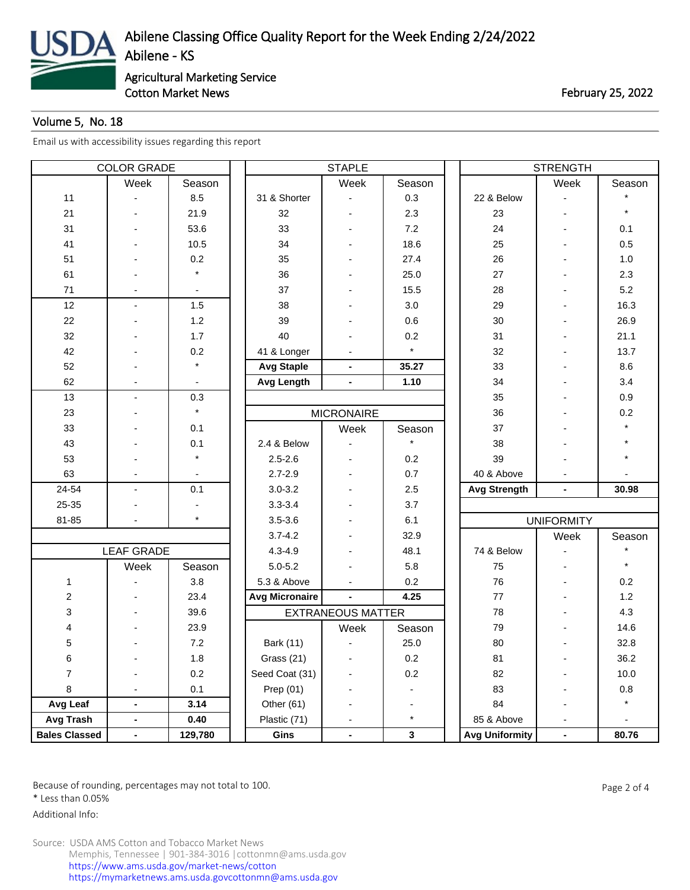# Abilene Classing Office Quality Report for the Week Ending 2/24/2022

Abilene - KS

Agricultural Marketing Service

Cotton Market News

February 25, 2022

Volume 5, No. 18

Email us with accessibility issues regarding this report

| COLOR GRADE | | |
|---|---|---|
| | Week | Season |
| 11 | - | 8.5 |
| 21 | - | 21.9 |
| 31 | - | 53.6 |
| 41 | - | 10.5 |
| 51 | - | 0.2 |
| 61 | - | * |
| 71 | - | - |
| 12 | - | 1.5 |
| 22 | - | 1.2 |
| 32 | - | 1.7 |
| 42 | - | 0.2 |
| 52 | - | * |
| 62 | - | - |
| 13 | - | 0.3 |
| 23 | - | * |
| 33 | - | 0.1 |
| 43 | - | 0.1 |
| 53 | - | * |
| 63 | - | - |
| 24-54 | - | 0.1 |
| 25-35 | - | - |
| 81-85 | - | * |

| LEAF GRADE | | |
|---|---|---|
| | Week | Season |
| 1 | - | 3.8 |
| 2 | - | 23.4 |
| 3 | - | 39.6 |
| 4 | - | 23.9 |
| 5 | - | 7.2 |
| 6 | - | 1.8 |
| 7 | - | 0.2 |
| 8 | - | 0.1 |
| **Avg Leaf** | **-** | **3.14** |
| **Avg Trash** | **-** | **0.40** |
| **Bales Classed** | **-** | **129,780** |

| STAPLE | | |
|---|---|---|
| | Week | Season |
| 31 & Shorter | - | 0.3 |
| 32 | - | 2.3 |
| 33 | - | 7.2 |
| 34 | - | 18.6 |
| 35 | - | 27.4 |
| 36 | - | 25.0 |
| 37 | - | 15.5 |
| 38 | - | 3.0 |
| 39 | - | 0.6 |
| 40 | - | 0.2 |
| 41 & Longer | - | * |
| **Avg Staple** | **-** | **35.27** |
| **Avg Length** | **-** | **1.10** |

| MICRONAIRE | | |
|---|---|---|
| | Week | Season |
| 2.4 & Below | - | * |
| 2.5-2.6 | - | 0.2 |
| 2.7-2.9 | - | 0.7 |
| 3.0-3.2 | - | 2.5 |
| 3.3-3.4 | - | 3.7 |
| 3.5-3.6 | - | 6.1 |
| 3.7-4.2 | - | 32.9 |
| 4.3-4.9 | - | 48.1 |
| 5.0-5.2 | - | 5.8 |
| 5.3 & Above | - | 0.2 |
| **Avg Micronaire** | **-** | **4.25** |

| EXTRANEOUS MATTER | | |
|---|---|---|
| | Week | Season |
| Bark (11) | - | 25.0 |
| Grass (21) | - | 0.2 |
| Seed Coat (31) | - | 0.2 |
| Prep (01) | - | - |
| Other (61) | - | - |
| Plastic (71) | - | * |
| **Gins** | **-** | **3** |

| STRENGTH | | |
|---|---|---|
| | Week | Season |
| 22 & Below | - | * |
| 23 | - | * |
| 24 | - | 0.1 |
| 25 | - | 0.5 |
| 26 | - | 1.0 |
| 27 | - | 2.3 |
| 28 | - | 5.2 |
| 29 | - | 16.3 |
| 30 | - | 26.9 |
| 31 | - | 21.1 |
| 32 | - | 13.7 |
| 33 | - | 8.6 |
| 34 | - | 3.4 |
| 35 | - | 0.9 |
| 36 | - | 0.2 |
| 37 | - | * |
| 38 | - | * |
| 39 | - | * |
| 40 & Above | - | - |
| **Avg Strength** | **-** | **30.98** |

| UNIFORMITY | | |
|---|---|---|
| | Week | Season |
| 74 & Below | - | * |
| 75 | - | * |
| 76 | - | 0.2 |
| 77 | - | 1.2 |
| 78 | - | 4.3 |
| 79 | - | 14.6 |
| 80 | - | 32.8 |
| 81 | - | 36.2 |
| 82 | - | 10.0 |
| 83 | - | 0.8 |
| 84 | - | * |
| 85 & Above | - | - |
| **Avg Uniformity** | **-** | **80.76** |

Because of rounding, percentages may not total to 100.

\* Less than 0.05%

Additional Info:

Source: USDA AMS Cotton and Tobacco Market News
Memphis, Tennessee | 901-384-3016 | cottonmn@ams.usda.gov
https://www.ams.usda.gov/market-news/cotton
https://mymarketnews.ams.usda.govcottonmn@ams.usda.gov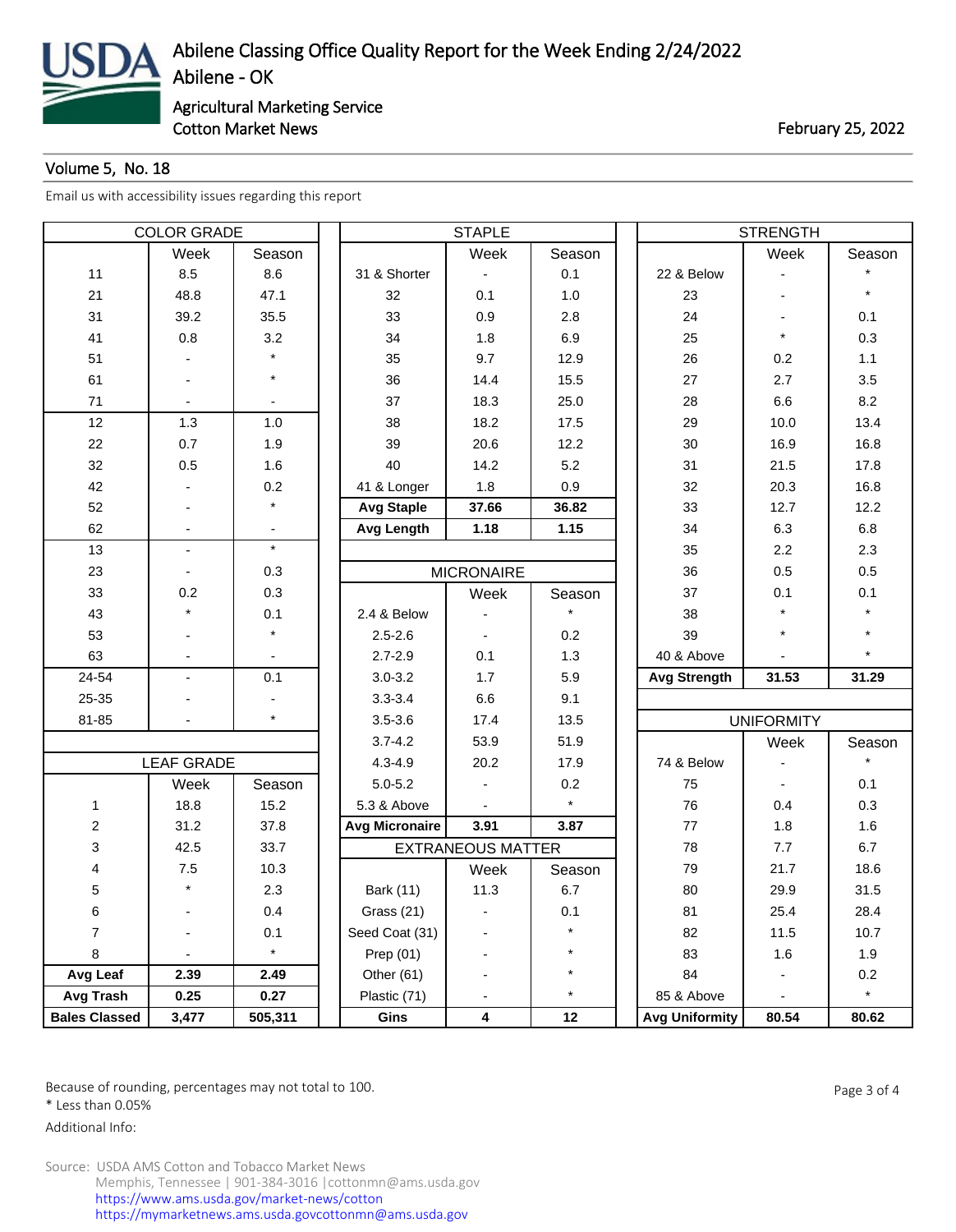# Abilene Classing Office Quality Report for the Week Ending 2/24/2022

Abilene - OK

Agricultural Marketing Service

Cotton Market News

February 25, 2022

Volume 5, No. 18

Email us with accessibility issues regarding this report

| COLOR GRADE | | |
|---|---|---|
| | Week | Season |
| 11 | 8.5 | 8.6 |
| 21 | 48.8 | 47.1 |
| 31 | 39.2 | 35.5 |
| 41 | 0.8 | 3.2 |
| 51 | - | * |
| 61 | - | * |
| 71 | - | - |
| 12 | 1.3 | 1.0 |
| 22 | 0.7 | 1.9 |
| 32 | 0.5 | 1.6 |
| 42 | - | 0.2 |
| 52 | - | * |
| 62 | - | - |
| 13 | - | * |
| 23 | - | 0.3 |
| 33 | 0.2 | 0.3 |
| 43 | * | 0.1 |
| 53 | - | * |
| 63 | - | - |
| 24-54 | - | 0.1 |
| 25-35 | - | - |
| 81-85 | - | * |

| LEAF GRADE | | |
|---|---|---|
| | Week | Season |
| 1 | 18.8 | 15.2 |
| 2 | 31.2 | 37.8 |
| 3 | 42.5 | 33.7 |
| 4 | 7.5 | 10.3 |
| 5 | * | 2.3 |
| 6 | - | 0.4 |
| 7 | - | 0.1 |
| 8 | - | * |
| **Avg Leaf** | **2.39** | **2.49** |
| **Avg Trash** | **0.25** | **0.27** |
| **Bales Classed** | **3,477** | **505,311** |

| STAPLE | | |
|---|---|---|
| | Week | Season |
| 31 & Shorter | - | 0.1 |
| 32 | 0.1 | 1.0 |
| 33 | 0.9 | 2.8 |
| 34 | 1.8 | 6.9 |
| 35 | 9.7 | 12.9 |
| 36 | 14.4 | 15.5 |
| 37 | 18.3 | 25.0 |
| 38 | 18.2 | 17.5 |
| 39 | 20.6 | 12.2 |
| 40 | 14.2 | 5.2 |
| 41 & Longer | 1.8 | 0.9 |
| **Avg Staple** | **37.66** | **36.82** |
| **Avg Length** | **1.18** | **1.15** |

| MICRONAIRE | | |
|---|---|---|
| | Week | Season |
| 2.4 & Below | - | * |
| 2.5-2.6 | - | 0.2 |
| 2.7-2.9 | 0.1 | 1.3 |
| 3.0-3.2 | 1.7 | 5.9 |
| 3.3-3.4 | 6.6 | 9.1 |
| 3.5-3.6 | 17.4 | 13.5 |
| 3.7-4.2 | 53.9 | 51.9 |
| 4.3-4.9 | 20.2 | 17.9 |
| 5.0-5.2 | - | 0.2 |
| 5.3 & Above | - | * |
| **Avg Micronaire** | **3.91** | **3.87** |

| EXTRANEOUS MATTER | | |
|---|---|---|
| | Week | Season |
| Bark (11) | 11.3 | 6.7 |
| Grass (21) | - | 0.1 |
| Seed Coat (31) | - | * |
| Prep (01) | - | * |
| Other (61) | - | * |
| Plastic (71) | - | * |
| **Gins** | **4** | **12** |

| STRENGTH | | |
|---|---|---|
| | Week | Season |
| 22 & Below | - | * |
| 23 | - | * |
| 24 | - | 0.1 |
| 25 | * | 0.3 |
| 26 | 0.2 | 1.1 |
| 27 | 2.7 | 3.5 |
| 28 | 6.6 | 8.2 |
| 29 | 10.0 | 13.4 |
| 30 | 16.9 | 16.8 |
| 31 | 21.5 | 17.8 |
| 32 | 20.3 | 16.8 |
| 33 | 12.7 | 12.2 |
| 34 | 6.3 | 6.8 |
| 35 | 2.2 | 2.3 |
| 36 | 0.5 | 0.5 |
| 37 | 0.1 | 0.1 |
| 38 | * | * |
| 39 | * | * |
| 40 & Above | - | * |
| **Avg Strength** | **31.53** | **31.29** |

| UNIFORMITY | | |
|---|---|---|
| | Week | Season |
| 74 & Below | - | * |
| 75 | - | 0.1 |
| 76 | 0.4 | 0.3 |
| 77 | 1.8 | 1.6 |
| 78 | 7.7 | 6.7 |
| 79 | 21.7 | 18.6 |
| 80 | 29.9 | 31.5 |
| 81 | 25.4 | 28.4 |
| 82 | 11.5 | 10.7 |
| 83 | 1.6 | 1.9 |
| 84 | - | 0.2 |
| 85 & Above | - | * |
| **Avg Uniformity** | **80.54** | **80.62** |

Because of rounding, percentages may not total to 100.

* Less than 0.05%

Additional Info:

Source: USDA AMS Cotton and Tobacco Market News
Memphis, Tennessee | 901-384-3016 | cottonmn@ams.usda.gov
https://www.ams.usda.gov/market-news/cotton
https://mymarketnews.ams.usda.govcottonmn@ams.usda.gov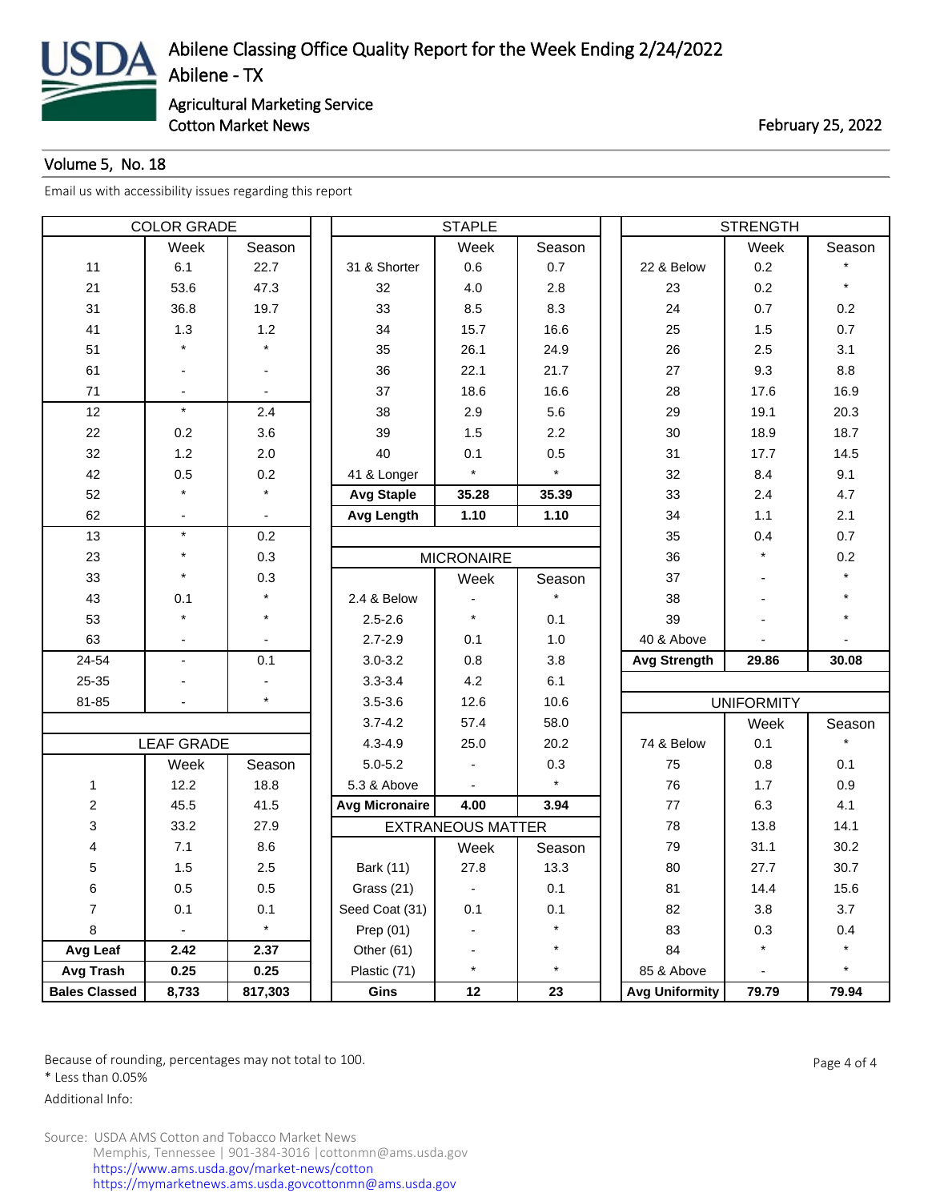# Abilene Classing Office Quality Report for the Week Ending 2/24/2022

Abilene - TX

Agricultural Marketing Service

Cotton Market News

February 25, 2022

Volume 5, No. 18

Email us with accessibility issues regarding this report

| COLOR GRADE | | |
|---|---|---|
| | Week | Season |
| 11 | 6.1 | 22.7 |
| 21 | 53.6 | 47.3 |
| 31 | 36.8 | 19.7 |
| 41 | 1.3 | 1.2 |
| 51 | * | * |
| 61 | - | - |
| 71 | - | - |
| 12 | * | 2.4 |
| 22 | 0.2 | 3.6 |
| 32 | 1.2 | 2.0 |
| 42 | 0.5 | 0.2 |
| 52 | * | * |
| 62 | - | - |
| 13 | * | 0.2 |
| 23 | * | 0.3 |
| 33 | * | 0.3 |
| 43 | 0.1 | * |
| 53 | * | * |
| 63 | - | - |
| 24-54 | - | 0.1 |
| 25-35 | - | - |
| 81-85 | - | * |

| LEAF GRADE | | |
|---|---|---|
| | Week | Season |
| 1 | 12.2 | 18.8 |
| 2 | 45.5 | 41.5 |
| 3 | 33.2 | 27.9 |
| 4 | 7.1 | 8.6 |
| 5 | 1.5 | 2.5 |
| 6 | 0.5 | 0.5 |
| 7 | 0.1 | 0.1 |
| 8 | - | * |
| **Avg Leaf** | **2.42** | **2.37** |
| **Avg Trash** | **0.25** | **0.25** |
| **Bales Classed** | **8,733** | **817,303** |

| STAPLE | | |
|---|---|---|
| | Week | Season |
| 31 & Shorter | 0.6 | 0.7 |
| 32 | 4.0 | 2.8 |
| 33 | 8.5 | 8.3 |
| 34 | 15.7 | 16.6 |
| 35 | 26.1 | 24.9 |
| 36 | 22.1 | 21.7 |
| 37 | 18.6 | 16.6 |
| 38 | 2.9 | 5.6 |
| 39 | 1.5 | 2.2 |
| 40 | 0.1 | 0.5 |
| 41 & Longer | * | * |
| **Avg Staple** | **35.28** | **35.39** |
| **Avg Length** | **1.10** | **1.10** |

| MICRONAIRE | | |
|---|---|---|
| | Week | Season |
| 2.4 & Below | - | * |
| 2.5-2.6 | * | 0.1 |
| 2.7-2.9 | 0.1 | 1.0 |
| 3.0-3.2 | 0.8 | 3.8 |
| 3.3-3.4 | 4.2 | 6.1 |
| 3.5-3.6 | 12.6 | 10.6 |
| 3.7-4.2 | 57.4 | 58.0 |
| 4.3-4.9 | 25.0 | 20.2 |
| 5.0-5.2 | - | 0.3 |
| 5.3 & Above | - | * |
| **Avg Micronaire** | **4.00** | **3.94** |

| EXTRANEOUS MATTER | | |
|---|---|---|
| | Week | Season |
| Bark (11) | 27.8 | 13.3 |
| Grass (21) | - | 0.1 |
| Seed Coat (31) | 0.1 | 0.1 |
| Prep (01) | - | * |
| Other (61) | - | * |
| Plastic (71) | * | * |
| **Gins** | **12** | **23** |

| STRENGTH | | |
|---|---|---|
| | Week | Season |
| 22 & Below | 0.2 | * |
| 23 | 0.2 | * |
| 24 | 0.7 | 0.2 |
| 25 | 1.5 | 0.7 |
| 26 | 2.5 | 3.1 |
| 27 | 9.3 | 8.8 |
| 28 | 17.6 | 16.9 |
| 29 | 19.1 | 20.3 |
| 30 | 18.9 | 18.7 |
| 31 | 17.7 | 14.5 |
| 32 | 8.4 | 9.1 |
| 33 | 2.4 | 4.7 |
| 34 | 1.1 | 2.1 |
| 35 | 0.4 | 0.7 |
| 36 | * | 0.2 |
| 37 | - | * |
| 38 | - | * |
| 39 | - | * |
| 40 & Above | - | - |
| **Avg Strength** | **29.86** | **30.08** |

| UNIFORMITY | | |
|---|---|---|
| | Week | Season |
| 74 & Below | 0.1 | * |
| 75 | 0.8 | 0.1 |
| 76 | 1.7 | 0.9 |
| 77 | 6.3 | 4.1 |
| 78 | 13.8 | 14.1 |
| 79 | 31.1 | 30.2 |
| 80 | 27.7 | 30.7 |
| 81 | 14.4 | 15.6 |
| 82 | 3.8 | 3.7 |
| 83 | 0.3 | 0.4 |
| 84 | * | * |
| 85 & Above | - | * |
| **Avg Uniformity** | **79.79** | **79.94** |

Because of rounding, percentages may not total to 100.

* Less than 0.05%

Additional Info:

Source: USDA AMS Cotton and Tobacco Market News
Memphis, Tennessee | 901-384-3016 | cottonmn@ams.usda.gov
https://www.ams.usda.gov/market-news/cotton
https://mymarketnews.ams.usda.govcottonmn@ams.usda.gov